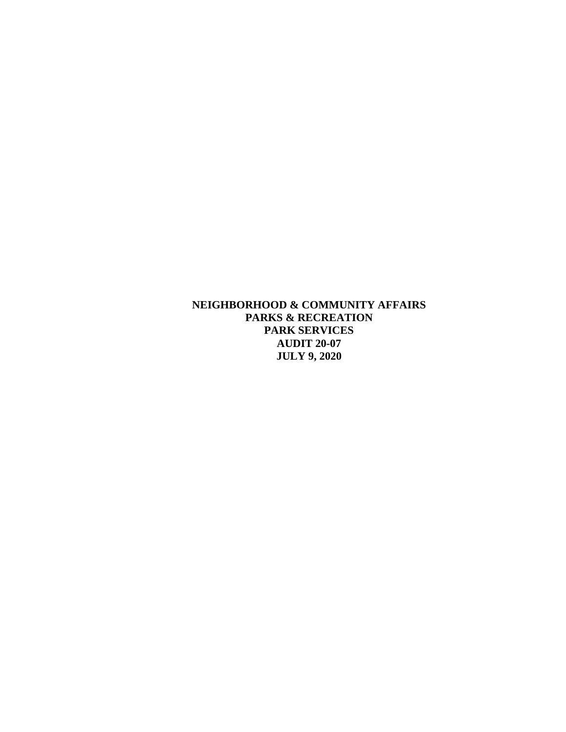**NEIGHBORHOOD & COMMUNITY AFFAIRS**
**PARKS & RECREATION**
**PARK SERVICES**
**AUDIT 20-07**
**JULY 9, 2020**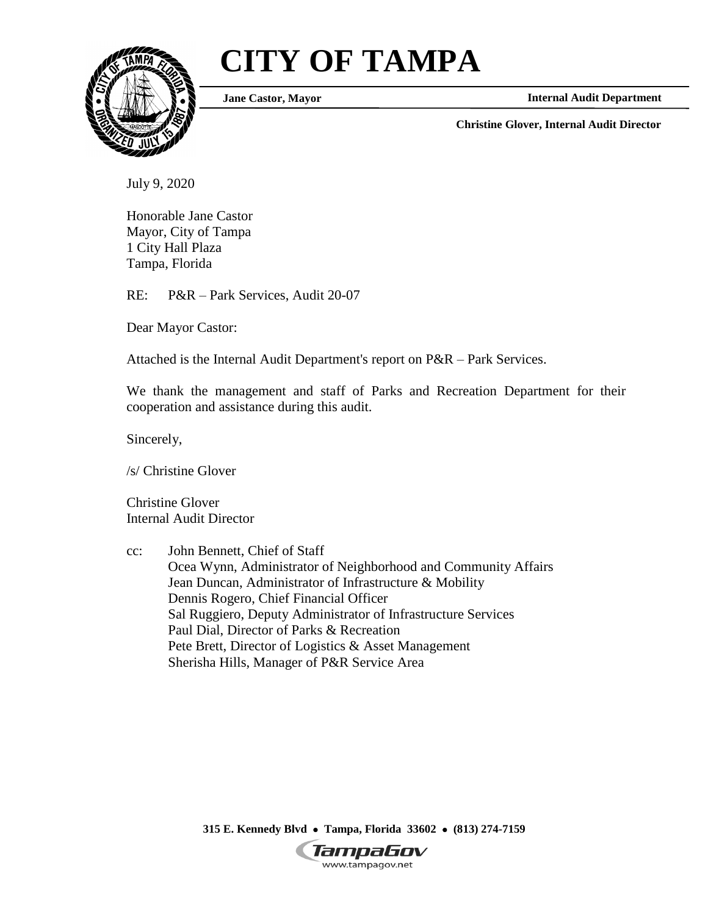# CITY OF TAMPA

**Jane Castor, Mayor** **Internal Audit Department**

**Christine Glover, Internal Audit Director**

July 9, 2020

Honorable Jane Castor
Mayor, City of Tampa
1 City Hall Plaza
Tampa, Florida

RE: P&R – Park Services, Audit 20-07

Dear Mayor Castor:

Attached is the Internal Audit Department's report on P&R – Park Services.

We thank the management and staff of Parks and Recreation Department for their cooperation and assistance during this audit.

Sincerely,

/s/ Christine Glover

Christine Glover
Internal Audit Director

cc: John Bennett, Chief of Staff
Ocea Wynn, Administrator of Neighborhood and Community Affairs
Jean Duncan, Administrator of Infrastructure & Mobility
Dennis Rogero, Chief Financial Officer
Sal Ruggiero, Deputy Administrator of Infrastructure Services
Paul Dial, Director of Parks & Recreation
Pete Brett, Director of Logistics & Asset Management
Sherisha Hills, Manager of P&R Service Area

**315 E. Kennedy Blvd • Tampa, Florida 33602 • (813) 274-7159**

TampaGov
www.tampagov.net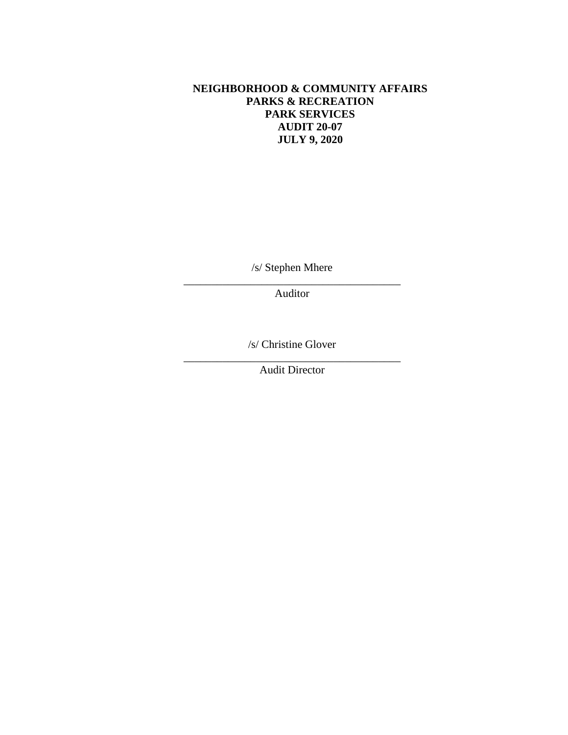**NEIGHBORHOOD & COMMUNITY AFFAIRS**
**PARKS & RECREATION**
**PARK SERVICES**
**AUDIT 20-07**
**JULY 9, 2020**

/s/ Stephen Mhere

\_\_\_\_\_\_\_\_\_\_\_\_\_\_\_\_\_\_\_\_\_\_\_\_\_\_\_\_\_\_\_\_\_\_\_\_\_\_\_\_

Auditor

/s/ Christine Glover

\_\_\_\_\_\_\_\_\_\_\_\_\_\_\_\_\_\_\_\_\_\_\_\_\_\_\_\_\_\_\_\_\_\_\_\_\_\_\_\_

Audit Director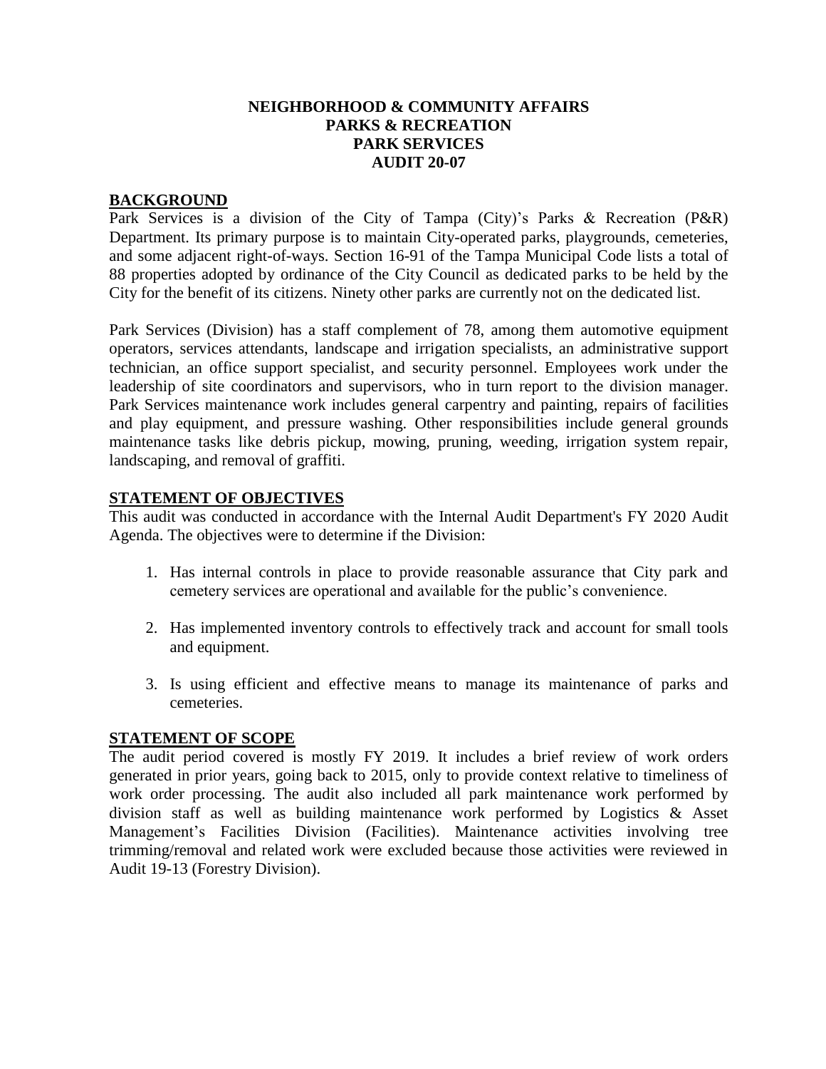**NEIGHBORHOOD & COMMUNITY AFFAIRS**
**PARKS & RECREATION**
**PARK SERVICES**
**AUDIT 20-07**

## BACKGROUND

Park Services is a division of the City of Tampa (City)'s Parks & Recreation (P&R) Department. Its primary purpose is to maintain City-operated parks, playgrounds, cemeteries, and some adjacent right-of-ways. Section 16-91 of the Tampa Municipal Code lists a total of 88 properties adopted by ordinance of the City Council as dedicated parks to be held by the City for the benefit of its citizens. Ninety other parks are currently not on the dedicated list.

Park Services (Division) has a staff complement of 78, among them automotive equipment operators, services attendants, landscape and irrigation specialists, an administrative support technician, an office support specialist, and security personnel. Employees work under the leadership of site coordinators and supervisors, who in turn report to the division manager. Park Services maintenance work includes general carpentry and painting, repairs of facilities and play equipment, and pressure washing. Other responsibilities include general grounds maintenance tasks like debris pickup, mowing, pruning, weeding, irrigation system repair, landscaping, and removal of graffiti.

## STATEMENT OF OBJECTIVES

This audit was conducted in accordance with the Internal Audit Department's FY 2020 Audit Agenda. The objectives were to determine if the Division:

1. Has internal controls in place to provide reasonable assurance that City park and cemetery services are operational and available for the public's convenience.
2. Has implemented inventory controls to effectively track and account for small tools and equipment.
3. Is using efficient and effective means to manage its maintenance of parks and cemeteries.

## STATEMENT OF SCOPE

The audit period covered is mostly FY 2019. It includes a brief review of work orders generated in prior years, going back to 2015, only to provide context relative to timeliness of work order processing. The audit also included all park maintenance work performed by division staff as well as building maintenance work performed by Logistics & Asset Management's Facilities Division (Facilities). Maintenance activities involving tree trimming/removal and related work were excluded because those activities were reviewed in Audit 19-13 (Forestry Division).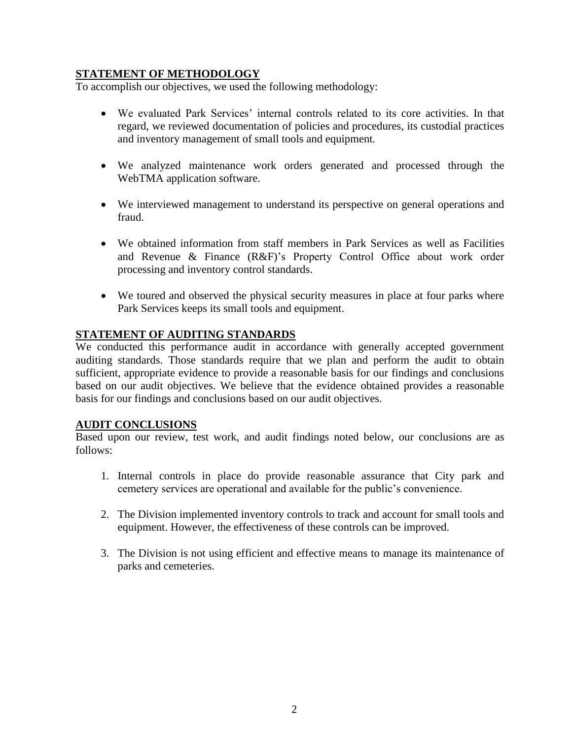## STATEMENT OF METHODOLOGY

To accomplish our objectives, we used the following methodology:

- We evaluated Park Services' internal controls related to its core activities. In that regard, we reviewed documentation of policies and procedures, its custodial practices and inventory management of small tools and equipment.
- We analyzed maintenance work orders generated and processed through the WebTMA application software.
- We interviewed management to understand its perspective on general operations and fraud.
- We obtained information from staff members in Park Services as well as Facilities and Revenue & Finance (R&F)'s Property Control Office about work order processing and inventory control standards.
- We toured and observed the physical security measures in place at four parks where Park Services keeps its small tools and equipment.

## STATEMENT OF AUDITING STANDARDS

We conducted this performance audit in accordance with generally accepted government auditing standards. Those standards require that we plan and perform the audit to obtain sufficient, appropriate evidence to provide a reasonable basis for our findings and conclusions based on our audit objectives. We believe that the evidence obtained provides a reasonable basis for our findings and conclusions based on our audit objectives.

## AUDIT CONCLUSIONS

Based upon our review, test work, and audit findings noted below, our conclusions are as follows:

1. Internal controls in place do provide reasonable assurance that City park and cemetery services are operational and available for the public's convenience.
2. The Division implemented inventory controls to track and account for small tools and equipment. However, the effectiveness of these controls can be improved.
3. The Division is not using efficient and effective means to manage its maintenance of parks and cemeteries.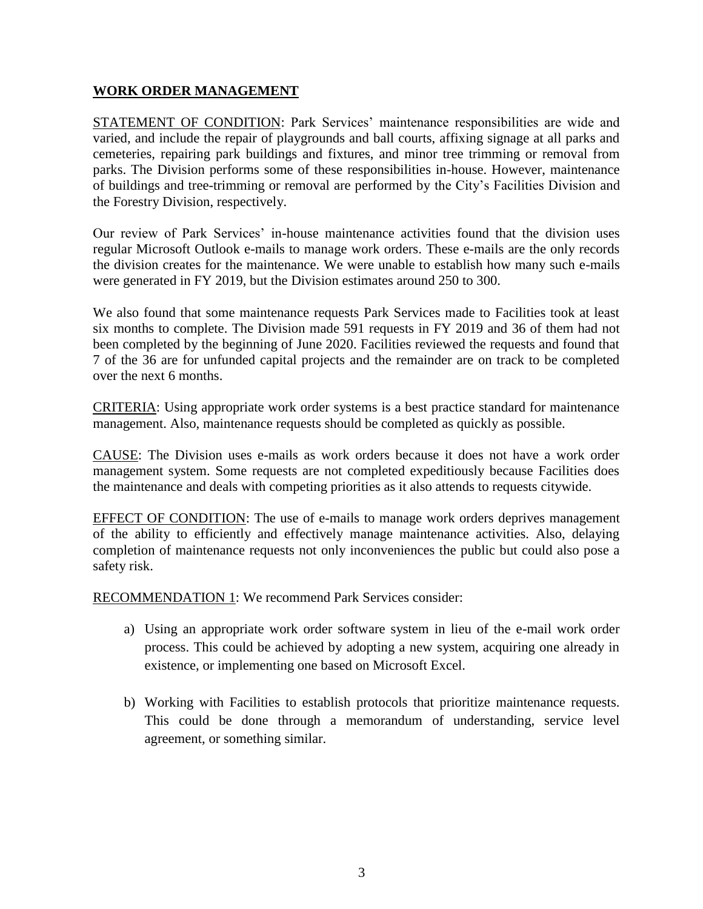## WORK ORDER MANAGEMENT

STATEMENT OF CONDITION: Park Services' maintenance responsibilities are wide and varied, and include the repair of playgrounds and ball courts, affixing signage at all parks and cemeteries, repairing park buildings and fixtures, and minor tree trimming or removal from parks. The Division performs some of these responsibilities in-house. However, maintenance of buildings and tree-trimming or removal are performed by the City's Facilities Division and the Forestry Division, respectively.

Our review of Park Services' in-house maintenance activities found that the division uses regular Microsoft Outlook e-mails to manage work orders. These e-mails are the only records the division creates for the maintenance. We were unable to establish how many such e-mails were generated in FY 2019, but the Division estimates around 250 to 300.

We also found that some maintenance requests Park Services made to Facilities took at least six months to complete. The Division made 591 requests in FY 2019 and 36 of them had not been completed by the beginning of June 2020. Facilities reviewed the requests and found that 7 of the 36 are for unfunded capital projects and the remainder are on track to be completed over the next 6 months.

CRITERIA: Using appropriate work order systems is a best practice standard for maintenance management. Also, maintenance requests should be completed as quickly as possible.

CAUSE: The Division uses e-mails as work orders because it does not have a work order management system. Some requests are not completed expeditiously because Facilities does the maintenance and deals with competing priorities as it also attends to requests citywide.

EFFECT OF CONDITION: The use of e-mails to manage work orders deprives management of the ability to efficiently and effectively manage maintenance activities. Also, delaying completion of maintenance requests not only inconveniences the public but could also pose a safety risk.

RECOMMENDATION 1: We recommend Park Services consider:

a) Using an appropriate work order software system in lieu of the e-mail work order process. This could be achieved by adopting a new system, acquiring one already in existence, or implementing one based on Microsoft Excel.

b) Working with Facilities to establish protocols that prioritize maintenance requests. This could be done through a memorandum of understanding, service level agreement, or something similar.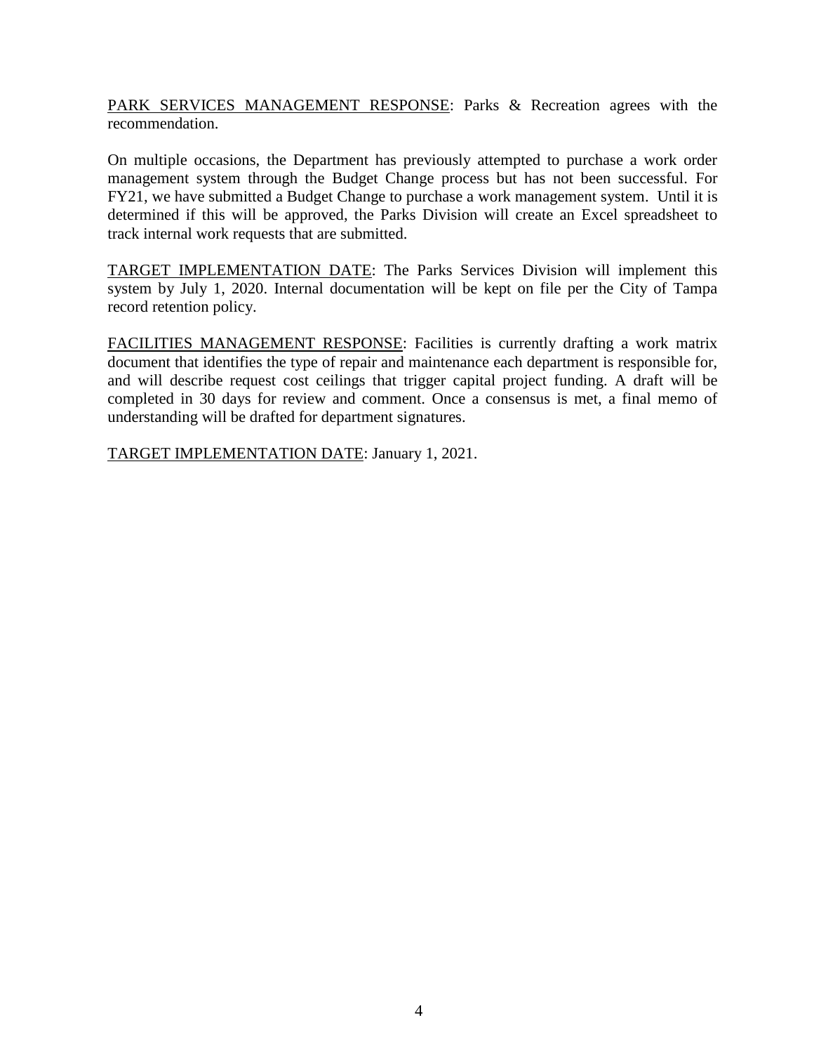PARK SERVICES MANAGEMENT RESPONSE: Parks & Recreation agrees with the recommendation.

On multiple occasions, the Department has previously attempted to purchase a work order management system through the Budget Change process but has not been successful. For FY21, we have submitted a Budget Change to purchase a work management system. Until it is determined if this will be approved, the Parks Division will create an Excel spreadsheet to track internal work requests that are submitted.

TARGET IMPLEMENTATION DATE: The Parks Services Division will implement this system by July 1, 2020. Internal documentation will be kept on file per the City of Tampa record retention policy.

FACILITIES MANAGEMENT RESPONSE: Facilities is currently drafting a work matrix document that identifies the type of repair and maintenance each department is responsible for, and will describe request cost ceilings that trigger capital project funding. A draft will be completed in 30 days for review and comment. Once a consensus is met, a final memo of understanding will be drafted for department signatures.

TARGET IMPLEMENTATION DATE: January 1, 2021.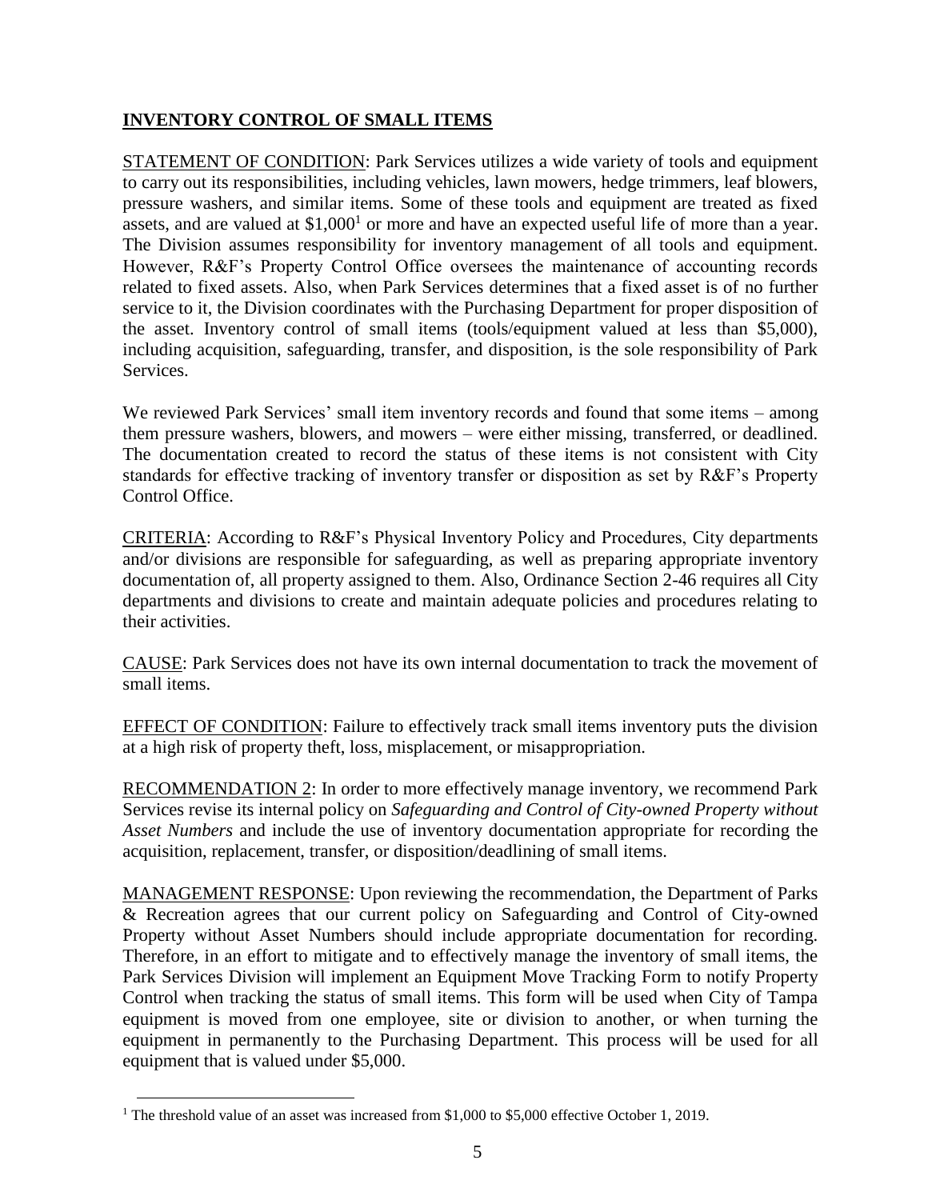## INVENTORY CONTROL OF SMALL ITEMS

STATEMENT OF CONDITION: Park Services utilizes a wide variety of tools and equipment to carry out its responsibilities, including vehicles, lawn mowers, hedge trimmers, leaf blowers, pressure washers, and similar items. Some of these tools and equipment are treated as fixed assets, and are valued at $1,000[1] or more and have an expected useful life of more than a year. The Division assumes responsibility for inventory management of all tools and equipment. However, R&F's Property Control Office oversees the maintenance of accounting records related to fixed assets. Also, when Park Services determines that a fixed asset is of no further service to it, the Division coordinates with the Purchasing Department for proper disposition of the asset. Inventory control of small items (tools/equipment valued at less than $5,000), including acquisition, safeguarding, transfer, and disposition, is the sole responsibility of Park Services.

We reviewed Park Services' small item inventory records and found that some items – among them pressure washers, blowers, and mowers – were either missing, transferred, or deadlined. The documentation created to record the status of these items is not consistent with City standards for effective tracking of inventory transfer or disposition as set by R&F's Property Control Office.

CRITERIA: According to R&F's Physical Inventory Policy and Procedures, City departments and/or divisions are responsible for safeguarding, as well as preparing appropriate inventory documentation of, all property assigned to them. Also, Ordinance Section 2-46 requires all City departments and divisions to create and maintain adequate policies and procedures relating to their activities.

CAUSE: Park Services does not have its own internal documentation to track the movement of small items.

EFFECT OF CONDITION: Failure to effectively track small items inventory puts the division at a high risk of property theft, loss, misplacement, or misappropriation.

RECOMMENDATION 2: In order to more effectively manage inventory, we recommend Park Services revise its internal policy on *Safeguarding and Control of City-owned Property without Asset Numbers* and include the use of inventory documentation appropriate for recording the acquisition, replacement, transfer, or disposition/deadlining of small items.

MANAGEMENT RESPONSE: Upon reviewing the recommendation, the Department of Parks & Recreation agrees that our current policy on Safeguarding and Control of City-owned Property without Asset Numbers should include appropriate documentation for recording. Therefore, in an effort to mitigate and to effectively manage the inventory of small items, the Park Services Division will implement an Equipment Move Tracking Form to notify Property Control when tracking the status of small items. This form will be used when City of Tampa equipment is moved from one employee, site or division to another, or when turning the equipment in permanently to the Purchasing Department. This process will be used for all equipment that is valued under $5,000.

[1] The threshold value of an asset was increased from $1,000 to $5,000 effective October 1, 2019.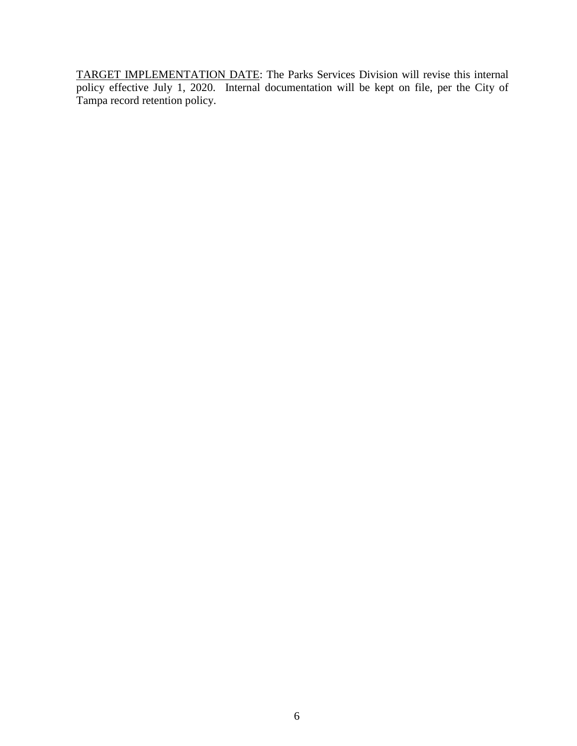<u>TARGET IMPLEMENTATION DATE</u>: The Parks Services Division will revise this internal policy effective July 1, 2020. Internal documentation will be kept on file, per the City of Tampa record retention policy.